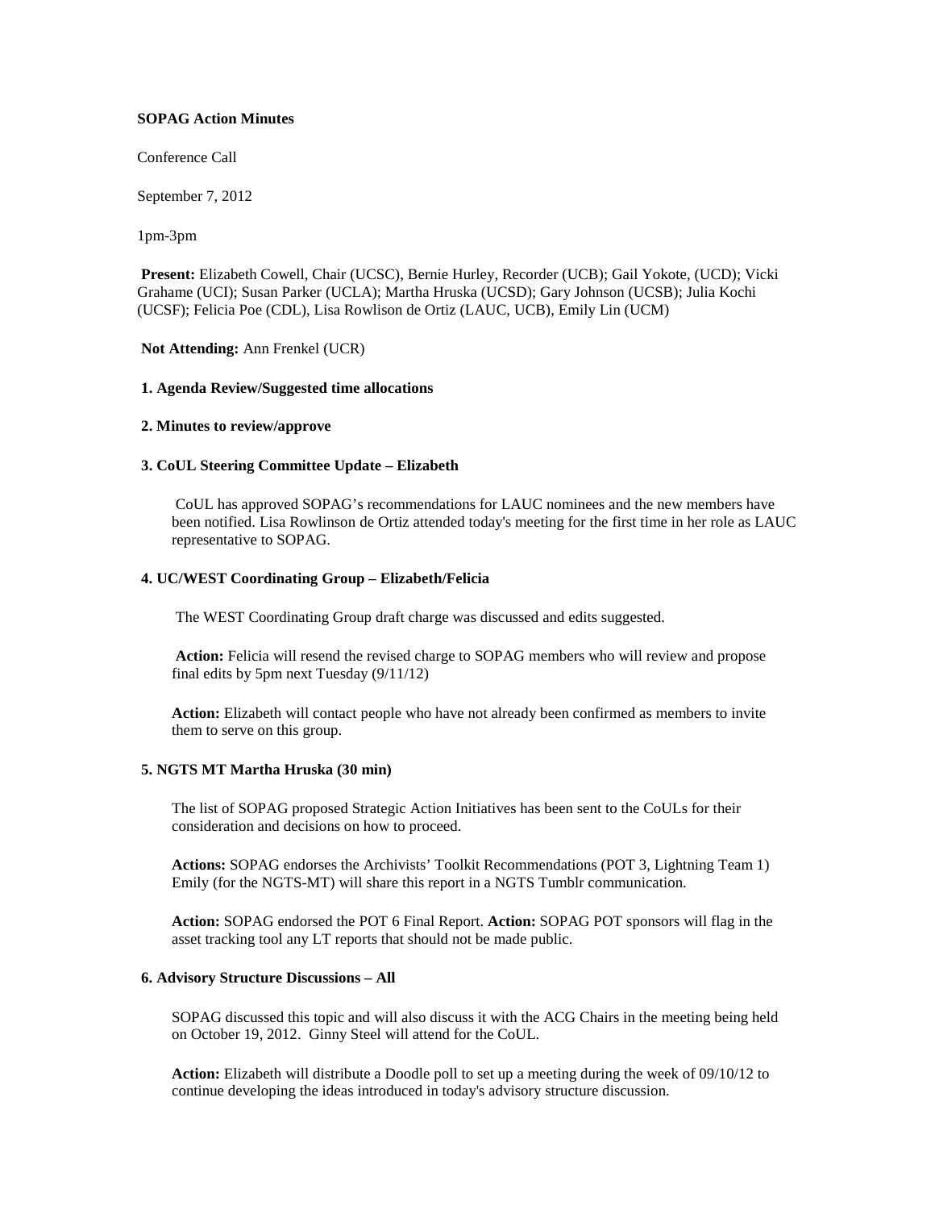**SOPAG Action Minutes**

Conference Call

September 7, 2012

1pm-3pm

**Present:** Elizabeth Cowell, Chair (UCSC), Bernie Hurley, Recorder (UCB); Gail Yokote, (UCD); Vicki Grahame (UCI); Susan Parker (UCLA); Martha Hruska (UCSD); Gary Johnson (UCSB); Julia Kochi (UCSF); Felicia Poe (CDL), Lisa Rowlison de Ortiz (LAUC, UCB), Emily Lin (UCM)

**Not Attending:** Ann Frenkel (UCR)

**1. Agenda Review/Suggested time allocations**

**2. Minutes to review/approve**

**3. CoUL Steering Committee Update – Elizabeth**

CoUL has approved SOPAG's recommendations for LAUC nominees and the new members have been notified. Lisa Rowlinson de Ortiz attended today's meeting for the first time in her role as LAUC representative to SOPAG.

**4. UC/WEST Coordinating Group – Elizabeth/Felicia**

The WEST Coordinating Group draft charge was discussed and edits suggested.

**Action:** Felicia will resend the revised charge to SOPAG members who will review and propose final edits by 5pm next Tuesday (9/11/12)

**Action:** Elizabeth will contact people who have not already been confirmed as members to invite them to serve on this group.

**5. NGTS MT Martha Hruska (30 min)**

The list of SOPAG proposed Strategic Action Initiatives has been sent to the CoULs for their consideration and decisions on how to proceed.

**Actions:** SOPAG endorses the Archivists' Toolkit Recommendations (POT 3, Lightning Team 1) Emily (for the NGTS-MT) will share this report in a NGTS Tumblr communication.

**Action:** SOPAG endorsed the POT 6 Final Report. **Action:** SOPAG POT sponsors will flag in the asset tracking tool any LT reports that should not be made public.

**6. Advisory Structure Discussions – All**

SOPAG discussed this topic and will also discuss it with the ACG Chairs in the meeting being held on October 19, 2012. Ginny Steel will attend for the CoUL.

**Action:** Elizabeth will distribute a Doodle poll to set up a meeting during the week of 09/10/12 to continue developing the ideas introduced in today's advisory structure discussion.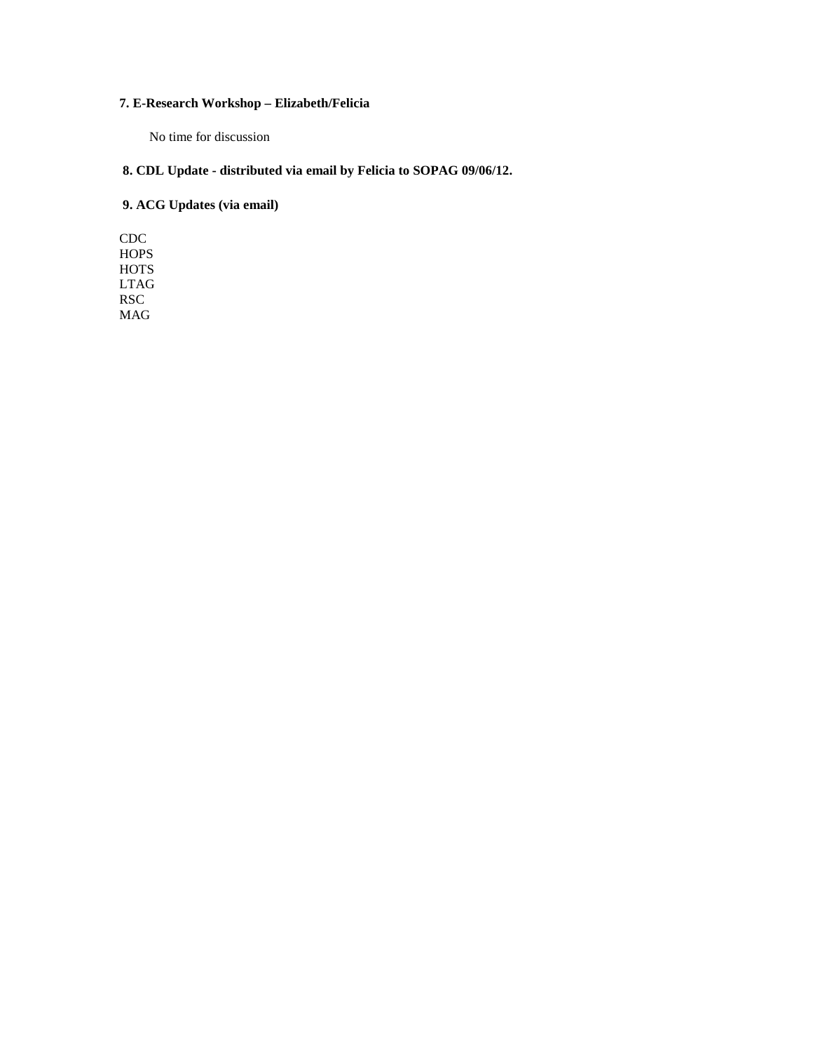**7. E-Research Workshop – Elizabeth/Felicia**

No time for discussion

**8. CDL Update - distributed via email by Felicia to SOPAG 09/06/12.**

**9. ACG Updates (via email)**

CDC
HOPS
HOTS
LTAG
RSC
MAG